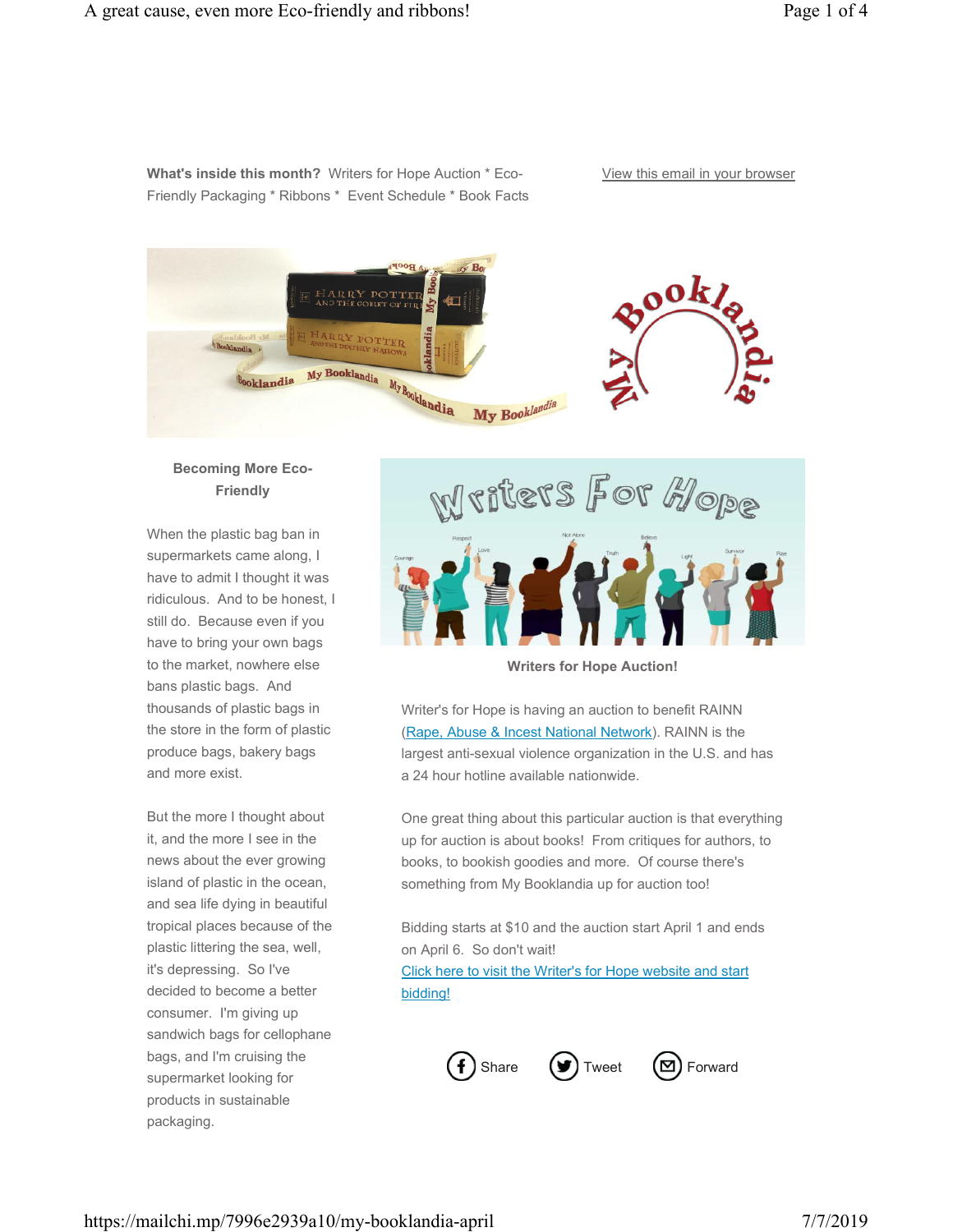**What's inside this month?** Writers for Hope Auction * Eco-Friendly Packaging * Ribbons * Event Schedule * Book Facts

View this email in your browser

### Becoming More Eco-Friendly

When the plastic bag ban in supermarkets came along, I have to admit I thought it was ridiculous. And to be honest, I still do. Because even if you have to bring your own bags to the market, nowhere else bans plastic bags. And thousands of plastic bags in the store in the form of plastic produce bags, bakery bags and more exist.

But the more I thought about it, and the more I see in the news about the ever growing island of plastic in the ocean, and sea life dying in beautiful tropical places because of the plastic littering the sea, well, it's depressing. So I've decided to become a better consumer. I'm giving up sandwich bags for cellophane bags, and I'm cruising the supermarket looking for products in sustainable packaging.

### Writers for Hope Auction!

Writer's for Hope is having an auction to benefit RAINN (Rape, Abuse & Incest National Network). RAINN is the largest anti-sexual violence organization in the U.S. and has a 24 hour hotline available nationwide.

One great thing about this particular auction is that everything up for auction is about books! From critiques for authors, to books, to bookish goodies and more. Of course there's something from My Booklandia up for auction too!

Bidding starts at $10 and the auction start April 1 and ends on April 6. So don't wait!
Click here to visit the Writer's for Hope website and start bidding!

Share Tweet Forward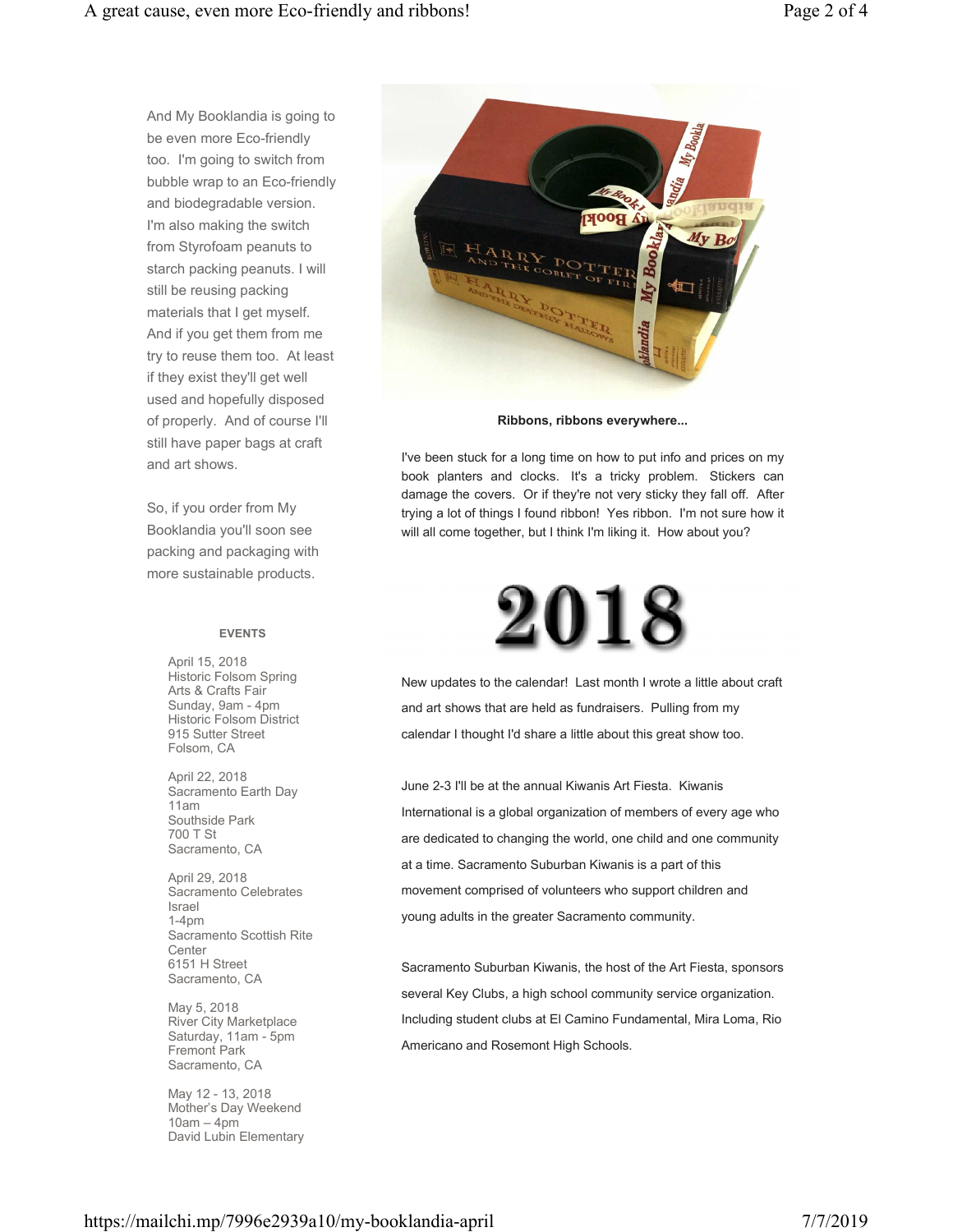And My Booklandia is going to be even more Eco-friendly too. I'm going to switch from bubble wrap to an Eco-friendly and biodegradable version. I'm also making the switch from Styrofoam peanuts to starch packing peanuts. I will still be reusing packing materials that I get myself. And if you get them from me try to reuse them too. At least if they exist they'll get well used and hopefully disposed of properly. And of course I'll still have paper bags at craft and art shows.

So, if you order from My Booklandia you'll soon see packing and packaging with more sustainable products.

**EVENTS**

April 15, 2018
Historic Folsom Spring Arts & Crafts Fair
Sunday, 9am - 4pm
Historic Folsom District
915 Sutter Street
Folsom, CA

April 22, 2018
Sacramento Earth Day
11am
Southside Park
700 T St
Sacramento, CA

April 29, 2018
Sacramento Celebrates Israel
1-4pm
Sacramento Scottish Rite Center
6151 H Street
Sacramento, CA

May 5, 2018
River City Marketplace
Saturday, 11am - 5pm
Fremont Park
Sacramento, CA

May 12 - 13, 2018
Mother's Day Weekend
10am – 4pm
David Lubin Elementary

**Ribbons, ribbons everywhere...**

I've been stuck for a long time on how to put info and prices on my book planters and clocks. It's a tricky problem. Stickers can damage the covers. Or if they're not very sticky they fall off. After trying a lot of things I found ribbon! Yes ribbon. I'm not sure how it will all come together, but I think I'm liking it. How about you?

# 2018

New updates to the calendar! Last month I wrote a little about craft and art shows that are held as fundraisers. Pulling from my calendar I thought I'd share a little about this great show too.

June 2-3 I'll be at the annual Kiwanis Art Fiesta. Kiwanis International is a global organization of members of every age who are dedicated to changing the world, one child and one community at a time. Sacramento Suburban Kiwanis is a part of this movement comprised of volunteers who support children and young adults in the greater Sacramento community.

Sacramento Suburban Kiwanis, the host of the Art Fiesta, sponsors several Key Clubs, a high school community service organization. Including student clubs at El Camino Fundamental, Mira Loma, Rio Americano and Rosemont High Schools.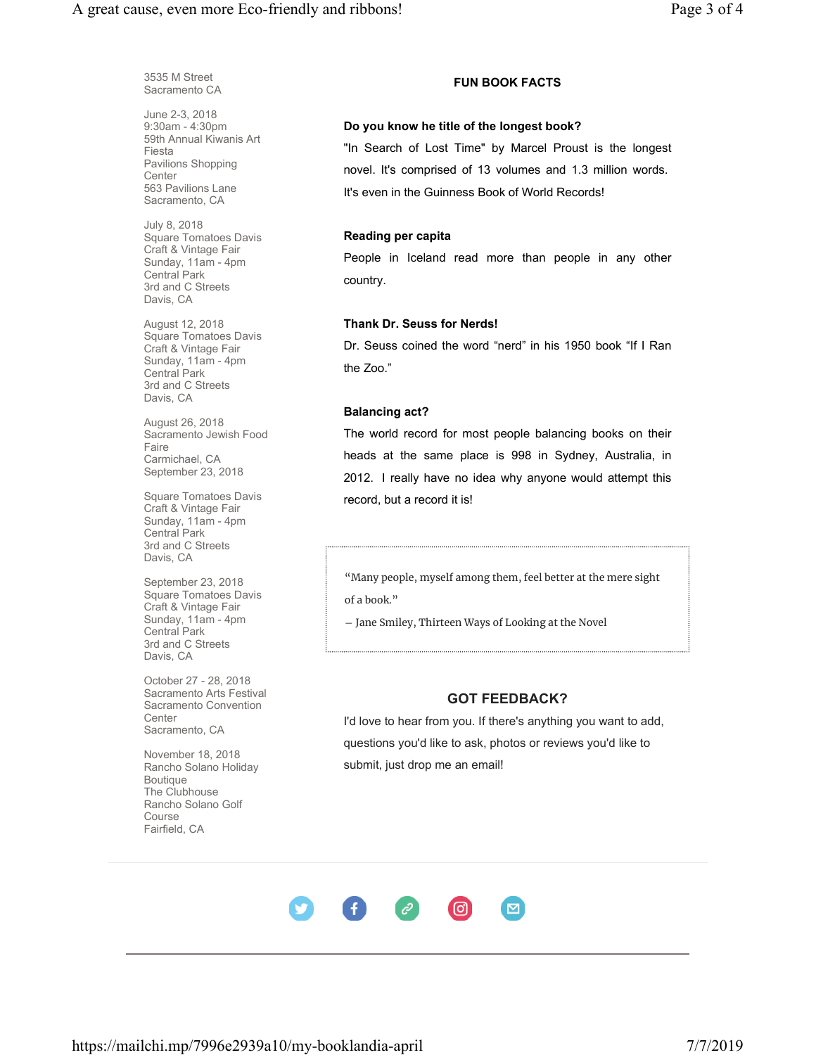3535 M Street
Sacramento CA

June 2-3, 2018
9:30am - 4:30pm
59th Annual Kiwanis Art Fiesta
Pavilions Shopping Center
563 Pavilions Lane
Sacramento, CA

July 8, 2018
Square Tomatoes Davis Craft & Vintage Fair
Sunday, 11am - 4pm
Central Park
3rd and C Streets
Davis, CA

August 12, 2018
Square Tomatoes Davis Craft & Vintage Fair
Sunday, 11am - 4pm
Central Park
3rd and C Streets
Davis, CA

August 26, 2018
Sacramento Jewish Food Faire
Carmichael, CA
September 23, 2018

Square Tomatoes Davis Craft & Vintage Fair
Sunday, 11am - 4pm
Central Park
3rd and C Streets
Davis, CA

September 23, 2018
Square Tomatoes Davis Craft & Vintage Fair
Sunday, 11am - 4pm
Central Park
3rd and C Streets
Davis, CA

October 27 - 28, 2018
Sacramento Arts Festival
Sacramento Convention Center
Sacramento, CA

November 18, 2018
Rancho Solano Holiday Boutique
The Clubhouse
Rancho Solano Golf Course
Fairfield, CA

## FUN BOOK FACTS

**Do you know he title of the longest book?**

"In Search of Lost Time" by Marcel Proust is the longest novel. It's comprised of 13 volumes and 1.3 million words. It's even in the Guinness Book of World Records!

**Reading per capita**

People in Iceland read more than people in any other country.

**Thank Dr. Seuss for Nerds!**

Dr. Seuss coined the word “nerd” in his 1950 book “If I Ran the Zoo.”

**Balancing act?**

The world record for most people balancing books on their heads at the same place is 998 in Sydney, Australia, in 2012. I really have no idea why anyone would attempt this record, but a record it is!

> “Many people, myself among them, feel better at the mere sight of a book.”
>
> – Jane Smiley, Thirteen Ways of Looking at the Novel

## GOT FEEDBACK?

I'd love to hear from you. If there's anything you want to add, questions you'd like to ask, photos or reviews you'd like to submit, just drop me an email!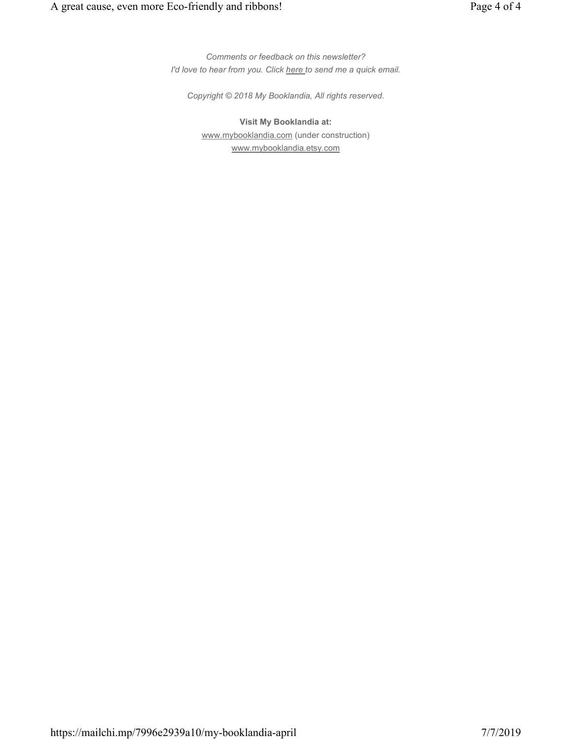*Comments or feedback on this newsletter?*
*I'd love to hear from you. Click here to send me a quick email.*

*Copyright © 2018 My Booklandia, All rights reserved.*

**Visit My Booklandia at:**
www.mybooklandia.com (under construction)
www.mybooklandia.etsy.com